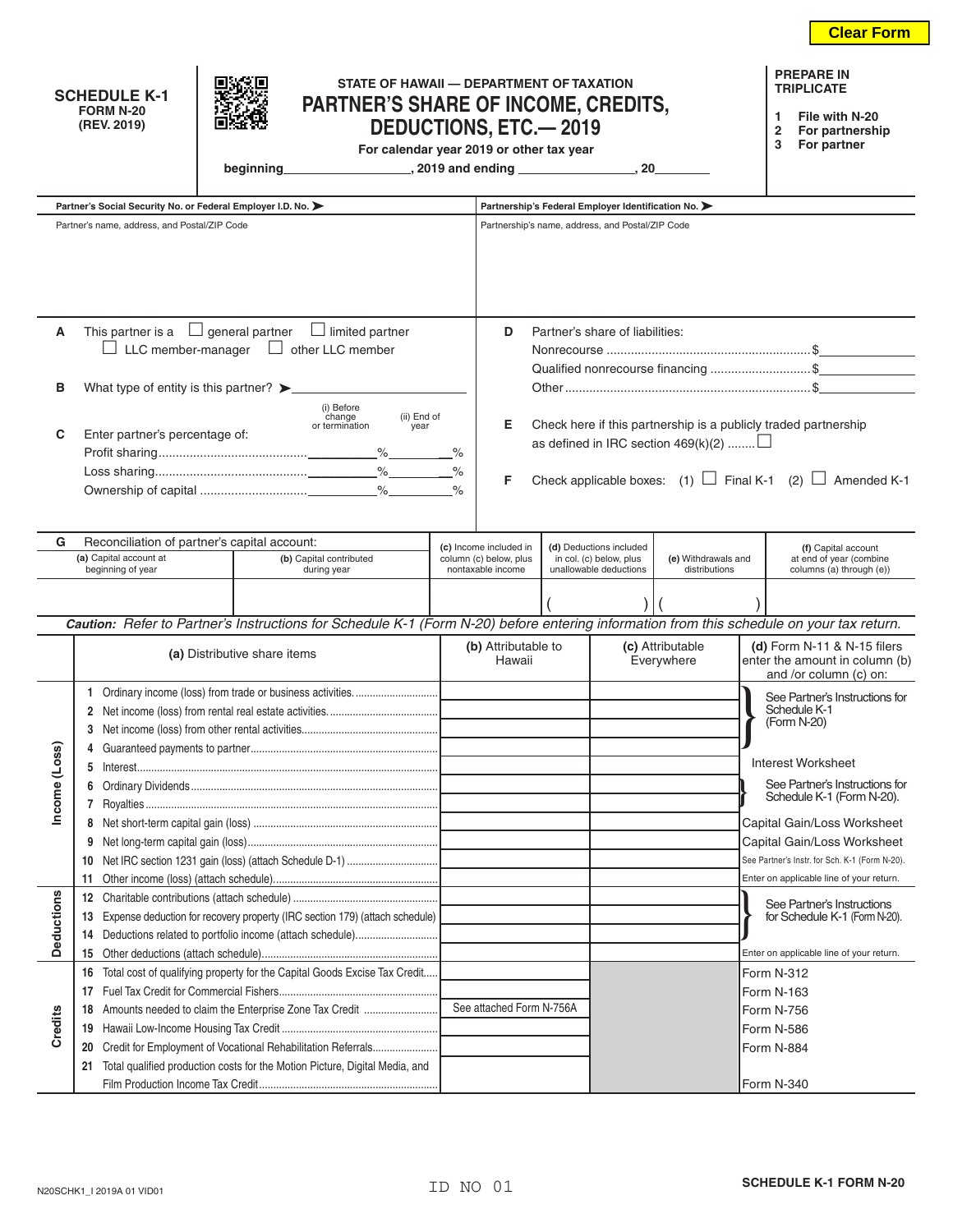Clear Form

**SCHEDULE K-1**
**FORM N-20**
**(REV. 2019)**

**STATE OF HAWAII — DEPARTMENT OF TAXATION**

# PARTNER'S SHARE OF INCOME, CREDITS, DEDUCTIONS, ETC.— 2019

**For calendar year 2019 or other tax year**

**beginning__________________, 2019 and ending ________________, 20________**

**PREPARE IN TRIPLICATE**

1. File with N-20
2. For partnership
3. For partner

| Partner's Social Security No. or Federal Employer I.D. No. ➤ | Partnership's Federal Employer Identification No. ➤ |
|---|---|
| Partner's name, address, and Postal/ZIP Code | Partnership's name, address, and Postal/ZIP Code |

**A** This partner is a ☐ general partner ☐ limited partner ☐ LLC member-manager ☐ other LLC member

**B** What type of entity is this partner? ➤________________

**C** Enter partner's percentage of:

| | (i) Before change or termination | (ii) End of year |
|---|---|---|
| Profit sharing | ________% | ________% |
| Loss sharing | ________% | ________% |
| Ownership of capital | ________% | ________% |

**D** Partner's share of liabilities:

Nonrecourse .......................................................$____________

Qualified nonrecourse financing ...........................$____________

Other ......................................................................$____________

**E** Check here if this partnership is a publicly traded partnership as defined in IRC section 469(k)(2) ........☐

**F** Check applicable boxes: (1) ☐ Final K-1 (2) ☐ Amended K-1

**G** Reconciliation of partner's capital account:

| (a) Capital account at beginning of year | (b) Capital contributed during year | (c) Income included in column (c) below, plus nontaxable income | (d) Deductions included in col. (c) below, plus unallowable deductions | (e) Withdrawals and distributions | (f) Capital account at end of year (combine columns (a) through (e)) |
|---|---|---|---|---|---|
| | | | ( ) | ( ) | |

***Caution:*** *Refer to Partner's Instructions for Schedule K-1 (Form N-20) before entering information from this schedule on your tax return.*

| | (a) Distributive share items | (b) Attributable to Hawaii | (c) Attributable Everywhere | (d) Form N-11 & N-15 filers enter the amount in column (b) and /or column (c) on: |
|---|---|---|---|---|
| Income (Loss) | 1 Ordinary income (loss) from trade or business activities. | | | See Partner's Instructions for Schedule K-1 (Form N-20) |
| | 2 Net income (loss) from rental real estate activities. | | | |
| | 3 Net income (loss) from other rental activities. | | | |
| | 4 Guaranteed payments to partner | | | |
| | 5 Interest | | | Interest Worksheet |
| | 6 Ordinary Dividends | | | See Partner's Instructions for Schedule K-1 (Form N-20). |
| | 7 Royalties | | | |
| | 8 Net short-term capital gain (loss) | | | Capital Gain/Loss Worksheet |
| | 9 Net long-term capital gain (loss) | | | Capital Gain/Loss Worksheet |
| | 10 Net IRC section 1231 gain (loss) (attach Schedule D-1) | | | See Partner's Instr. for Sch. K-1 (Form N-20). |
| | 11 Other income (loss) (attach schedule) | | | Enter on applicable line of your return. |
| Deductions | 12 Charitable contributions (attach schedule) | | | See Partner's Instructions for Schedule K-1 (Form N-20). |
| | 13 Expense deduction for recovery property (IRC section 179) (attach schedule) | | | |
| | 14 Deductions related to portfolio income (attach schedule) | | | |
| | 15 Other deductions (attach schedule) | | | Enter on applicable line of your return. |
| Credits | 16 Total cost of qualifying property for the Capital Goods Excise Tax Credit | | | Form N-312 |
| | 17 Fuel Tax Credit for Commercial Fishers | | | Form N-163 |
| | 18 Amounts needed to claim the Enterprise Zone Tax Credit | See attached Form N-756A | | Form N-756 |
| | 19 Hawaii Low-Income Housing Tax Credit | | | Form N-586 |
| | 20 Credit for Employment of Vocational Rehabilitation Referrals | | | Form N-884 |
| | 21 Total qualified production costs for the Motion Picture, Digital Media, and Film Production Income Tax Credit | | | Form N-340 |

N20SCHK1_I 2019A 01 VID01

ID NO 01

**SCHEDULE K-1 FORM N-20**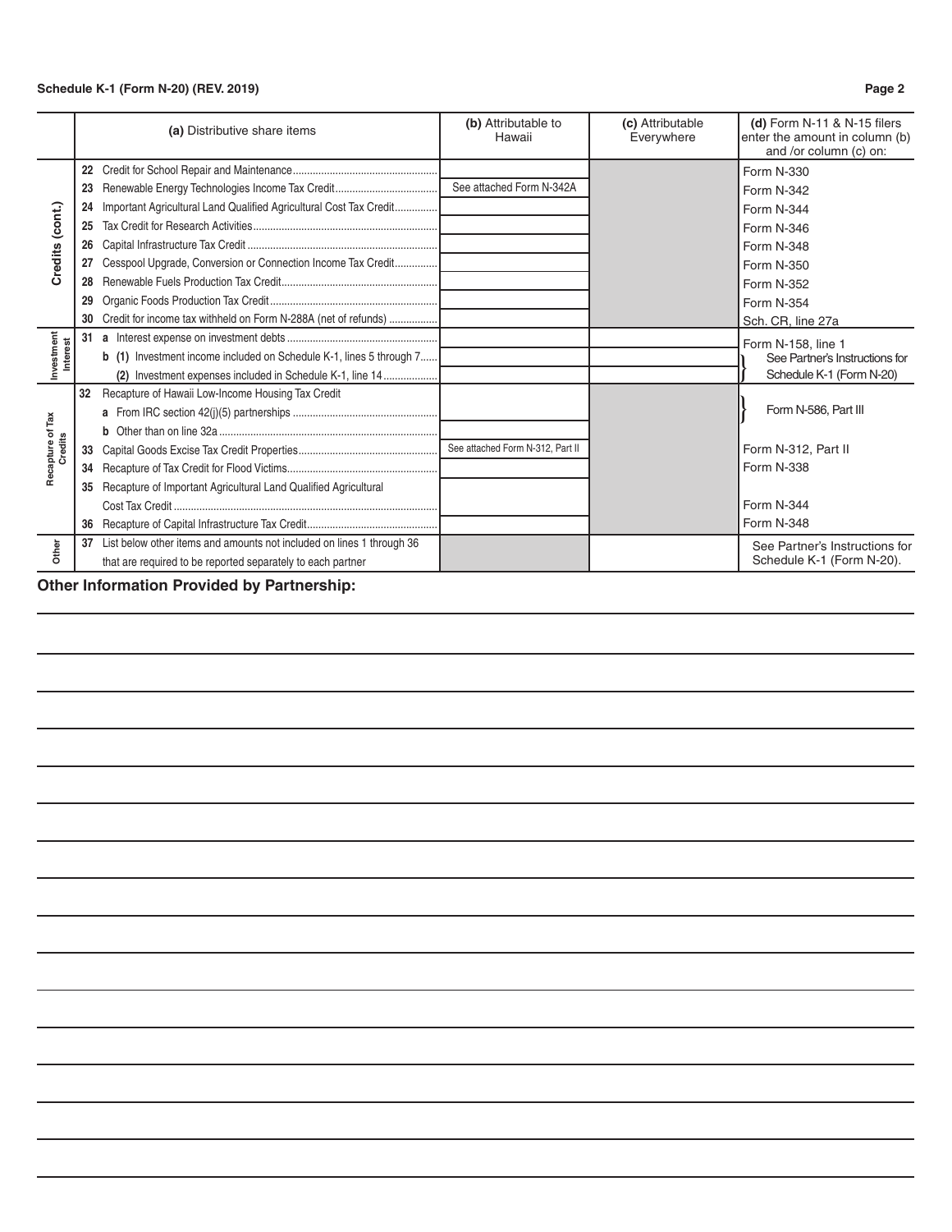**Schedule K-1 (Form N-20) (REV. 2019)**

| | (a) Distributive share items | (b) Attributable to Hawaii | (c) Attributable Everywhere | (d) Form N-11 & N-15 filers enter the amount in column (b) and /or column (c) on: |
|---|---|---|---|---|
| Credits (cont.) | 22 Credit for School Repair and Maintenance | | | Form N-330 |
| | 23 Renewable Energy Technologies Income Tax Credit | See attached Form N-342A | | Form N-342 |
| | 24 Important Agricultural Land Qualified Agricultural Cost Tax Credit | | | Form N-344 |
| | 25 Tax Credit for Research Activities | | | Form N-346 |
| | 26 Capital Infrastructure Tax Credit | | | Form N-348 |
| | 27 Cesspool Upgrade, Conversion or Connection Income Tax Credit | | | Form N-350 |
| | 28 Renewable Fuels Production Tax Credit | | | Form N-352 |
| | 29 Organic Foods Production Tax Credit | | | Form N-354 |
| | 30 Credit for income tax withheld on Form N-288A (net of refunds) | | | Sch. CR, line 27a |
| Investment Interest | 31 a Interest expense on investment debts | | | Form N-158, line 1 |
| | b (1) Investment income included on Schedule K-1, lines 5 through 7 | | | See Partner's Instructions for Schedule K-1 (Form N-20) |
| | (2) Investment expenses included in Schedule K-1, line 14 | | | |
| Recapture of Tax Credits | 32 Recapture of Hawaii Low-Income Housing Tax Credit | | | |
| | a From IRC section 42(j)(5) partnerships | | | Form N-586, Part III |
| | b Other than on line 32a | | | |
| | 33 Capital Goods Excise Tax Credit Properties | See attached Form N-312, Part II | | Form N-312, Part II |
| | 34 Recapture of Tax Credit for Flood Victims | | | Form N-338 |
| | 35 Recapture of Important Agricultural Land Qualified Agricultural Cost Tax Credit | | | Form N-344 |
| | 36 Recapture of Capital Infrastructure Tax Credit | | | Form N-348 |
| Other | 37 List below other items and amounts not included on lines 1 through 36 that are required to be reported separately to each partner | | | See Partner's Instructions for Schedule K-1 (Form N-20). |

**Other Information Provided by Partnership:**